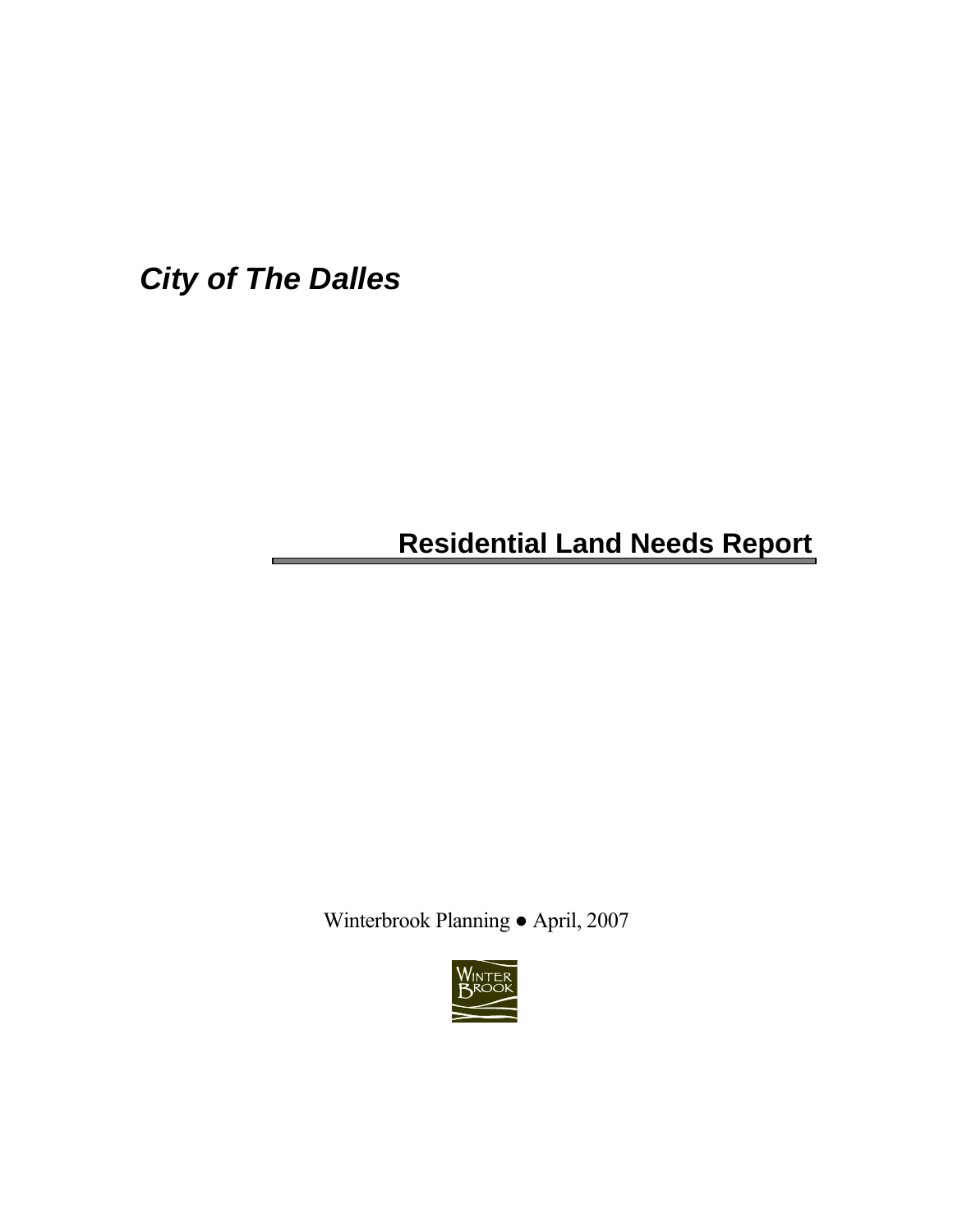***City of The Dalles***

# Residential Land Needs Report

Winterbrook Planning ● April, 2007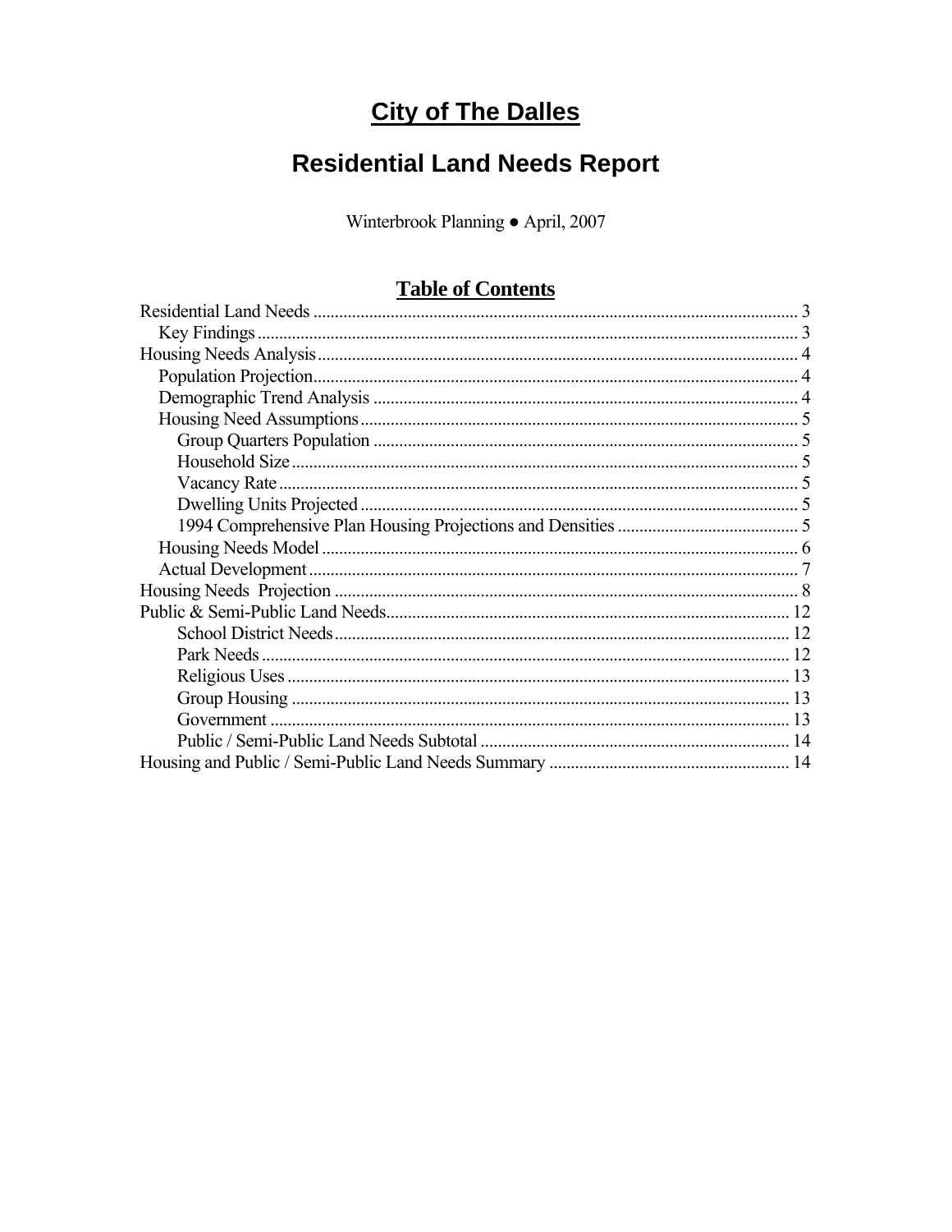# City of The Dalles

# Residential Land Needs Report

Winterbrook Planning ● April, 2007

## Table of Contents

- Residential Land Needs ........ 3
  - Key Findings ........ 3
- Housing Needs Analysis ........ 4
  - Population Projection ........ 4
  - Demographic Trend Analysis ........ 4
  - Housing Need Assumptions ........ 5
    - Group Quarters Population ........ 5
    - Household Size ........ 5
    - Vacancy Rate ........ 5
    - Dwelling Units Projected ........ 5
    - 1994 Comprehensive Plan Housing Projections and Densities ........ 5
  - Housing Needs Model ........ 6
  - Actual Development ........ 7
- Housing Needs Projection ........ 8
- Public & Semi-Public Land Needs ........ 12
    - School District Needs ........ 12
    - Park Needs ........ 12
    - Religious Uses ........ 13
    - Group Housing ........ 13
    - Government ........ 13
    - Public / Semi-Public Land Needs Subtotal ........ 14
- Housing and Public / Semi-Public Land Needs Summary ........ 14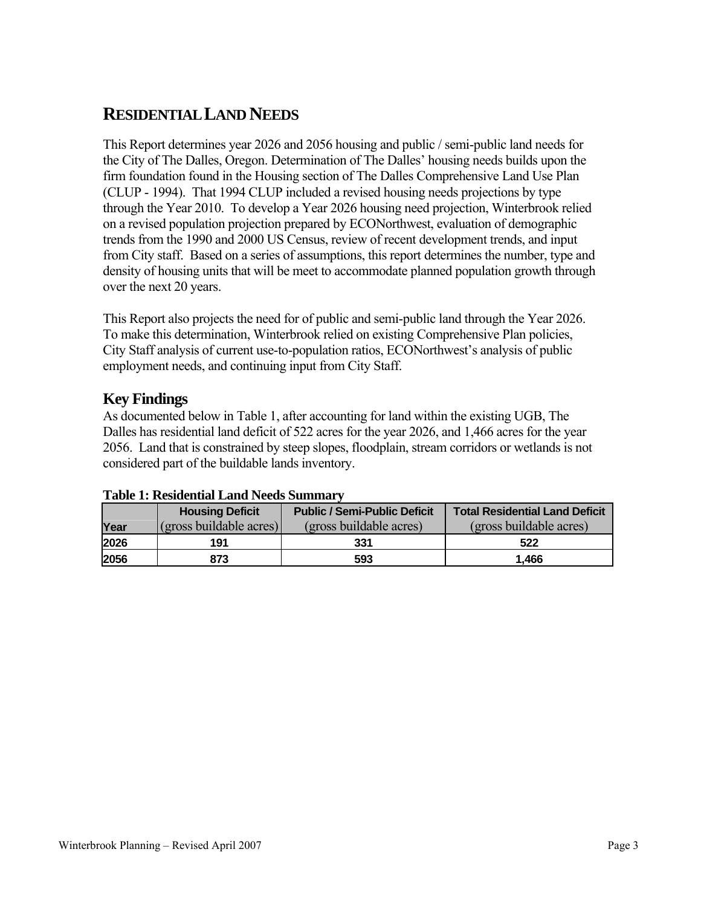## RESIDENTIAL LAND NEEDS

This Report determines year 2026 and 2056 housing and public / semi-public land needs for the City of The Dalles, Oregon. Determination of The Dalles' housing needs builds upon the firm foundation found in the Housing section of The Dalles Comprehensive Land Use Plan (CLUP - 1994). That 1994 CLUP included a revised housing needs projections by type through the Year 2010. To develop a Year 2026 housing need projection, Winterbrook relied on a revised population projection prepared by ECONorthwest, evaluation of demographic trends from the 1990 and 2000 US Census, review of recent development trends, and input from City staff. Based on a series of assumptions, this report determines the number, type and density of housing units that will be meet to accommodate planned population growth through over the next 20 years.

This Report also projects the need for of public and semi-public land through the Year 2026. To make this determination, Winterbrook relied on existing Comprehensive Plan policies, City Staff analysis of current use-to-population ratios, ECONorthwest's analysis of public employment needs, and continuing input from City Staff.

### Key Findings

As documented below in Table 1, after accounting for land within the existing UGB, The Dalles has residential land deficit of 522 acres for the year 2026, and 1,466 acres for the year 2056. Land that is constrained by steep slopes, floodplain, stream corridors or wetlands is not considered part of the buildable lands inventory.

**Table 1: Residential Land Needs Summary**

| Year | Housing Deficit (gross buildable acres) | Public / Semi-Public Deficit (gross buildable acres) | Total Residential Land Deficit (gross buildable acres) |
|---|---|---|---|
| 2026 | 191 | 331 | 522 |
| 2056 | 873 | 593 | 1,466 |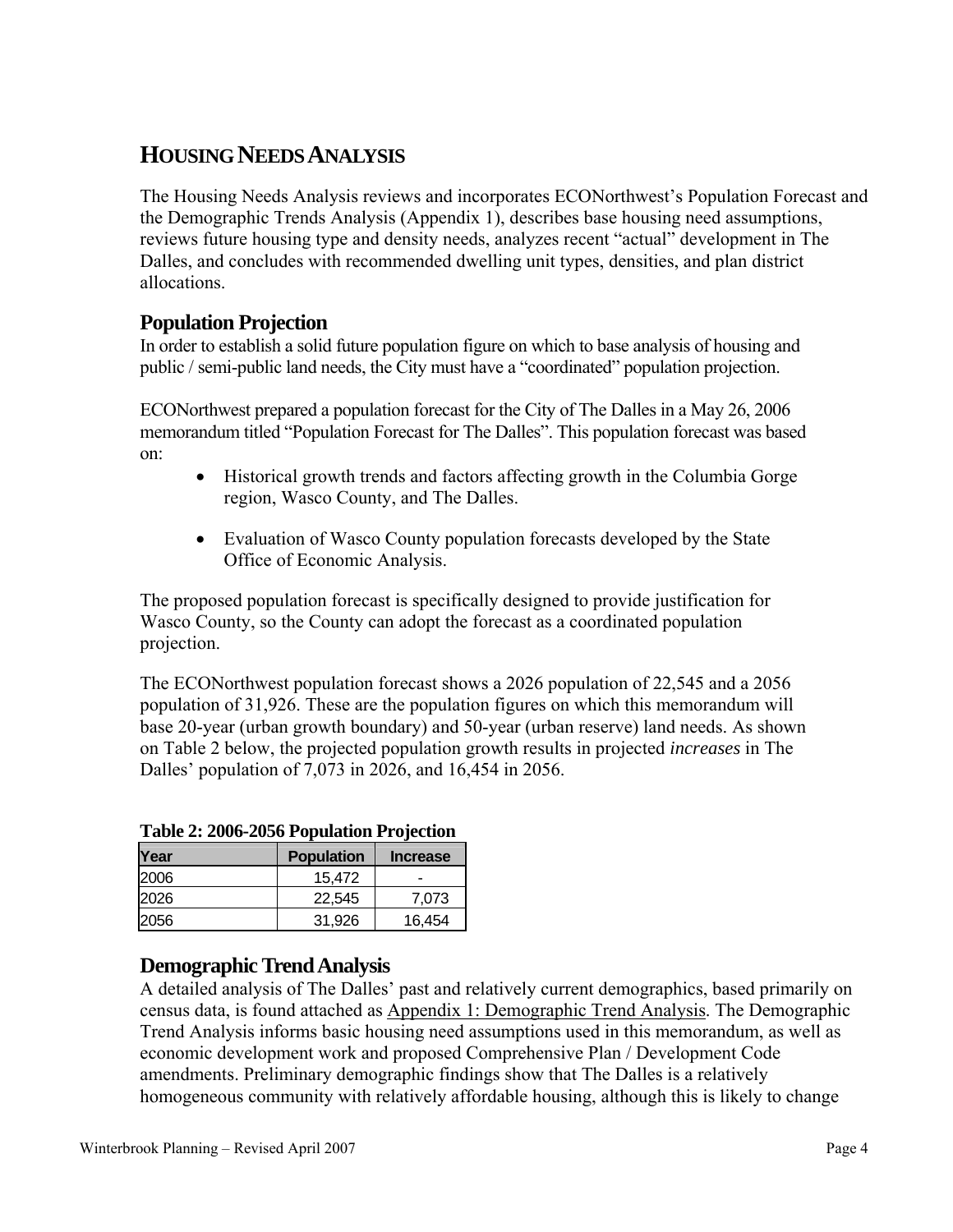# HOUSING NEEDS ANALYSIS

The Housing Needs Analysis reviews and incorporates ECONorthwest's Population Forecast and the Demographic Trends Analysis (Appendix 1), describes base housing need assumptions, reviews future housing type and density needs, analyzes recent "actual" development in The Dalles, and concludes with recommended dwelling unit types, densities, and plan district allocations.

## Population Projection

In order to establish a solid future population figure on which to base analysis of housing and public / semi-public land needs, the City must have a "coordinated" population projection.

ECONorthwest prepared a population forecast for the City of The Dalles in a May 26, 2006 memorandum titled "Population Forecast for The Dalles". This population forecast was based on:

- Historical growth trends and factors affecting growth in the Columbia Gorge region, Wasco County, and The Dalles.
- Evaluation of Wasco County population forecasts developed by the State Office of Economic Analysis.

The proposed population forecast is specifically designed to provide justification for Wasco County, so the County can adopt the forecast as a coordinated population projection.

The ECONorthwest population forecast shows a 2026 population of 22,545 and a 2056 population of 31,926. These are the population figures on which this memorandum will base 20-year (urban growth boundary) and 50-year (urban reserve) land needs. As shown on Table 2 below, the projected population growth results in projected *increases* in The Dalles' population of 7,073 in 2026, and 16,454 in 2056.

**Table 2: 2006-2056 Population Projection**

| Year | Population | Increase |
|---|---|---|
| 2006 | 15,472 | - |
| 2026 | 22,545 | 7,073 |
| 2056 | 31,926 | 16,454 |

## Demographic Trend Analysis

A detailed analysis of The Dalles' past and relatively current demographics, based primarily on census data, is found attached as Appendix 1: Demographic Trend Analysis. The Demographic Trend Analysis informs basic housing need assumptions used in this memorandum, as well as economic development work and proposed Comprehensive Plan / Development Code amendments. Preliminary demographic findings show that The Dalles is a relatively homogeneous community with relatively affordable housing, although this is likely to change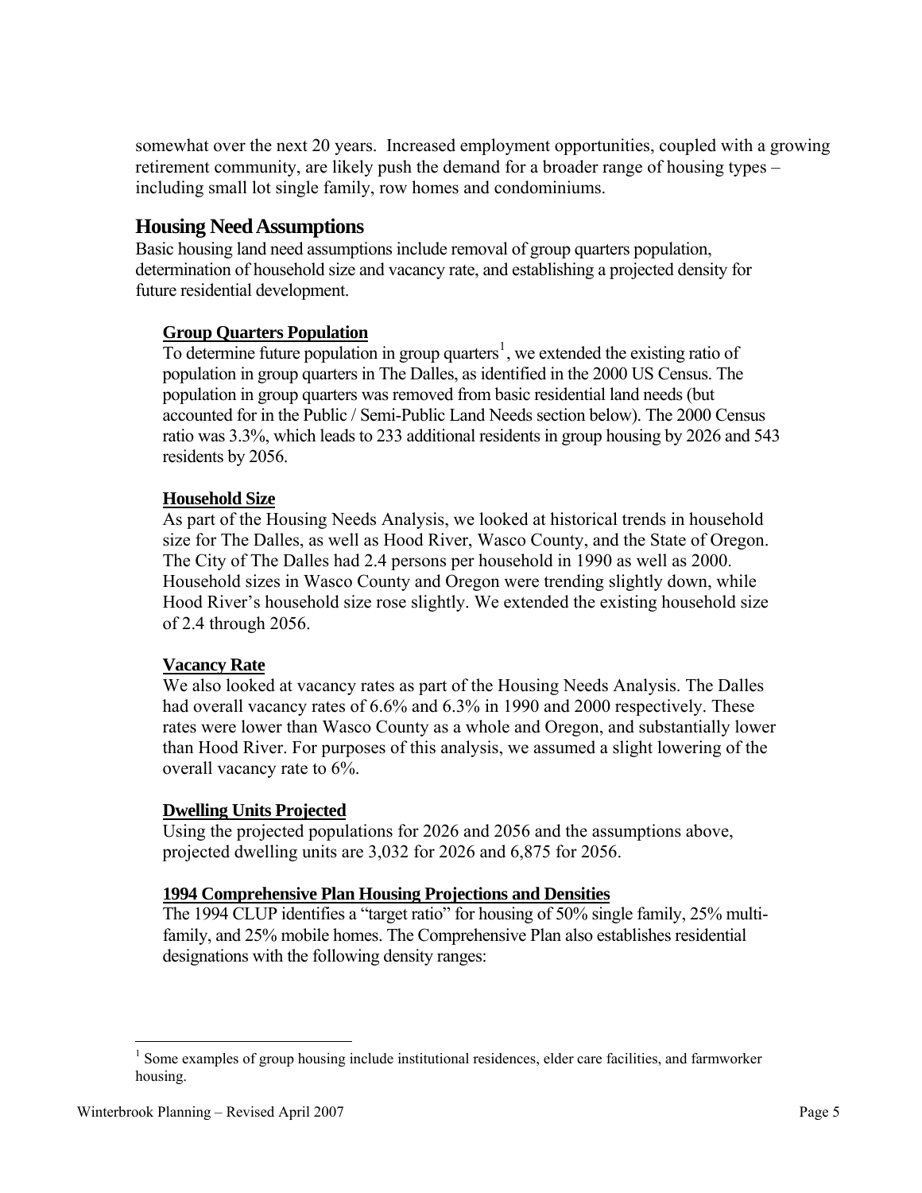somewhat over the next 20 years. Increased employment opportunities, coupled with a growing retirement community, are likely push the demand for a broader range of housing types – including small lot single family, row homes and condominiums.

## Housing Need Assumptions

Basic housing land need assumptions include removal of group quarters population, determination of household size and vacancy rate, and establishing a projected density for future residential development.

### Group Quarters Population

To determine future population in group quarters[1], we extended the existing ratio of population in group quarters in The Dalles, as identified in the 2000 US Census. The population in group quarters was removed from basic residential land needs (but accounted for in the Public / Semi-Public Land Needs section below). The 2000 Census ratio was 3.3%, which leads to 233 additional residents in group housing by 2026 and 543 residents by 2056.

### Household Size

As part of the Housing Needs Analysis, we looked at historical trends in household size for The Dalles, as well as Hood River, Wasco County, and the State of Oregon. The City of The Dalles had 2.4 persons per household in 1990 as well as 2000. Household sizes in Wasco County and Oregon were trending slightly down, while Hood River's household size rose slightly. We extended the existing household size of 2.4 through 2056.

### Vacancy Rate

We also looked at vacancy rates as part of the Housing Needs Analysis. The Dalles had overall vacancy rates of 6.6% and 6.3% in 1990 and 2000 respectively. These rates were lower than Wasco County as a whole and Oregon, and substantially lower than Hood River. For purposes of this analysis, we assumed a slight lowering of the overall vacancy rate to 6%.

### Dwelling Units Projected

Using the projected populations for 2026 and 2056 and the assumptions above, projected dwelling units are 3,032 for 2026 and 6,875 for 2056.

### 1994 Comprehensive Plan Housing Projections and Densities

The 1994 CLUP identifies a "target ratio" for housing of 50% single family, 25% multi-family, and 25% mobile homes. The Comprehensive Plan also establishes residential designations with the following density ranges:

[1] Some examples of group housing include institutional residences, elder care facilities, and farmworker housing.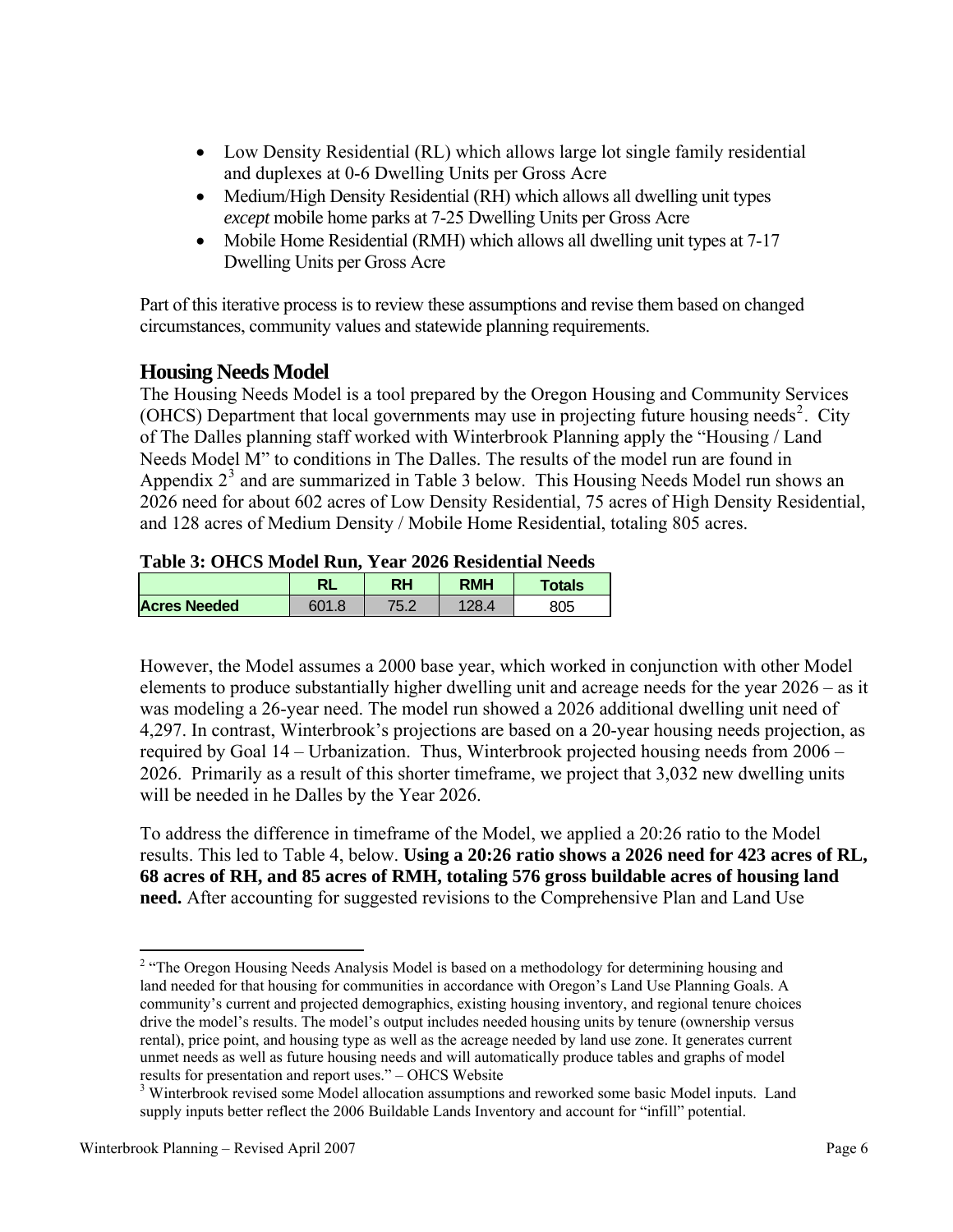- Low Density Residential (RL) which allows large lot single family residential and duplexes at 0-6 Dwelling Units per Gross Acre
- Medium/High Density Residential (RH) which allows all dwelling unit types *except* mobile home parks at 7-25 Dwelling Units per Gross Acre
- Mobile Home Residential (RMH) which allows all dwelling unit types at 7-17 Dwelling Units per Gross Acre

Part of this iterative process is to review these assumptions and revise them based on changed circumstances, community values and statewide planning requirements.

## Housing Needs Model

The Housing Needs Model is a tool prepared by the Oregon Housing and Community Services (OHCS) Department that local governments may use in projecting future housing needs[2]. City of The Dalles planning staff worked with Winterbrook Planning apply the "Housing / Land Needs Model M" to conditions in The Dalles. The results of the model run are found in Appendix 2[3] and are summarized in Table 3 below. This Housing Needs Model run shows an 2026 need for about 602 acres of Low Density Residential, 75 acres of High Density Residential, and 128 acres of Medium Density / Mobile Home Residential, totaling 805 acres.

**Table 3: OHCS Model Run, Year 2026 Residential Needs**

| | RL | RH | RMH | Totals |
|---|---|---|---|---|
| **Acres Needed** | 601.8 | 75.2 | 128.4 | 805 |

However, the Model assumes a 2000 base year, which worked in conjunction with other Model elements to produce substantially higher dwelling unit and acreage needs for the year 2026 – as it was modeling a 26-year need. The model run showed a 2026 additional dwelling unit need of 4,297. In contrast, Winterbrook's projections are based on a 20-year housing needs projection, as required by Goal 14 – Urbanization. Thus, Winterbrook projected housing needs from 2006 – 2026. Primarily as a result of this shorter timeframe, we project that 3,032 new dwelling units will be needed in he Dalles by the Year 2026.

To address the difference in timeframe of the Model, we applied a 20:26 ratio to the Model results. This led to Table 4, below. **Using a 20:26 ratio shows a 2026 need for 423 acres of RL, 68 acres of RH, and 85 acres of RMH, totaling 576 gross buildable acres of housing land need.** After accounting for suggested revisions to the Comprehensive Plan and Land Use

---

[2] "The Oregon Housing Needs Analysis Model is based on a methodology for determining housing and land needed for that housing for communities in accordance with Oregon's Land Use Planning Goals. A community's current and projected demographics, existing housing inventory, and regional tenure choices drive the model's results. The model's output includes needed housing units by tenure (ownership versus rental), price point, and housing type as well as the acreage needed by land use zone. It generates current unmet needs as well as future housing needs and will automatically produce tables and graphs of model results for presentation and report uses." – OHCS Website

[3] Winterbrook revised some Model allocation assumptions and reworked some basic Model inputs. Land supply inputs better reflect the 2006 Buildable Lands Inventory and account for "infill" potential.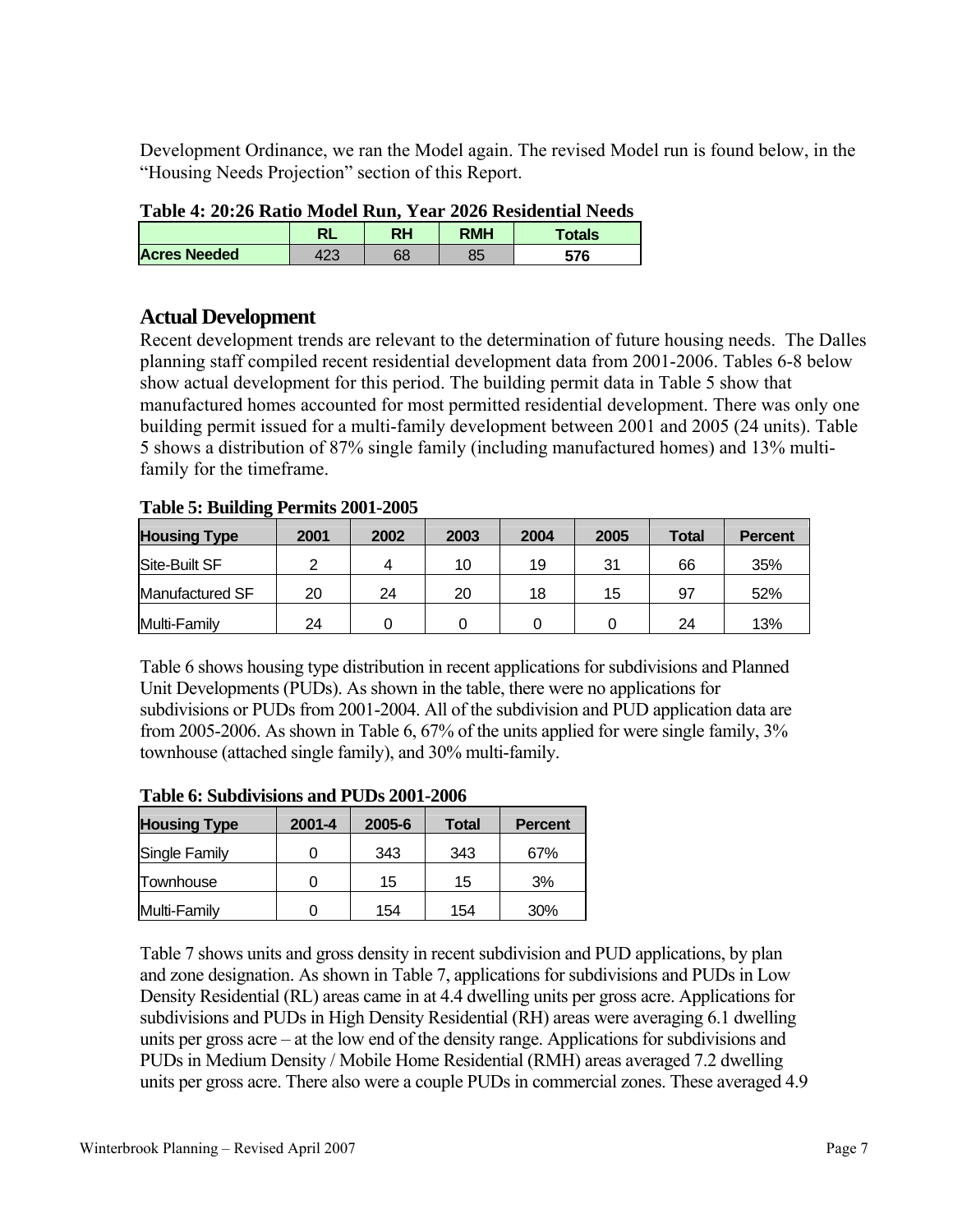Development Ordinance, we ran the Model again. The revised Model run is found below, in the "Housing Needs Projection" section of this Report.

**Table 4: 20:26 Ratio Model Run, Year 2026 Residential Needs**

| | RL | RH | RMH | Totals |
|---|---|---|---|---|
| **Acres Needed** | 423 | 68 | 85 | **576** |

## Actual Development

Recent development trends are relevant to the determination of future housing needs. The Dalles planning staff compiled recent residential development data from 2001-2006. Tables 6-8 below show actual development for this period. The building permit data in Table 5 show that manufactured homes accounted for most permitted residential development. There was only one building permit issued for a multi-family development between 2001 and 2005 (24 units). Table 5 shows a distribution of 87% single family (including manufactured homes) and 13% multi-family for the timeframe.

**Table 5: Building Permits 2001-2005**

| Housing Type | 2001 | 2002 | 2003 | 2004 | 2005 | Total | Percent |
|---|---|---|---|---|---|---|---|
| Site-Built SF | 2 | 4 | 10 | 19 | 31 | 66 | 35% |
| Manufactured SF | 20 | 24 | 20 | 18 | 15 | 97 | 52% |
| Multi-Family | 24 | 0 | 0 | 0 | 0 | 24 | 13% |

Table 6 shows housing type distribution in recent applications for subdivisions and Planned Unit Developments (PUDs). As shown in the table, there were no applications for subdivisions or PUDs from 2001-2004. All of the subdivision and PUD application data are from 2005-2006. As shown in Table 6, 67% of the units applied for were single family, 3% townhouse (attached single family), and 30% multi-family.

**Table 6: Subdivisions and PUDs 2001-2006**

| Housing Type | 2001-4 | 2005-6 | Total | Percent |
|---|---|---|---|---|
| Single Family | 0 | 343 | 343 | 67% |
| Townhouse | 0 | 15 | 15 | 3% |
| Multi-Family | 0 | 154 | 154 | 30% |

Table 7 shows units and gross density in recent subdivision and PUD applications, by plan and zone designation. As shown in Table 7, applications for subdivisions and PUDs in Low Density Residential (RL) areas came in at 4.4 dwelling units per gross acre. Applications for subdivisions and PUDs in High Density Residential (RH) areas were averaging 6.1 dwelling units per gross acre – at the low end of the density range. Applications for subdivisions and PUDs in Medium Density / Mobile Home Residential (RMH) areas averaged 7.2 dwelling units per gross acre. There also were a couple PUDs in commercial zones. These averaged 4.9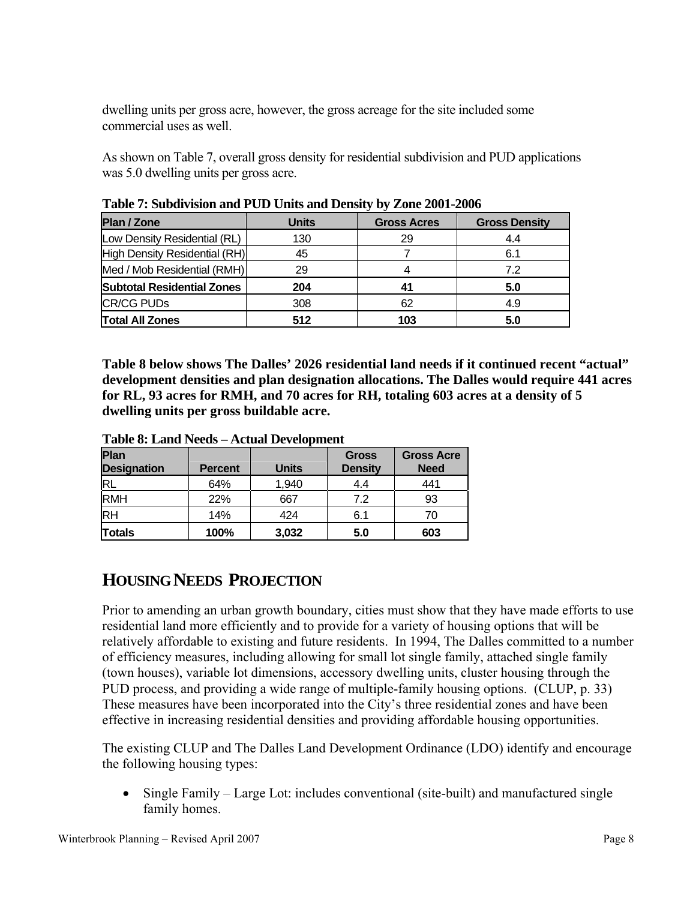dwelling units per gross acre, however, the gross acreage for the site included some commercial uses as well.

As shown on Table 7, overall gross density for residential subdivision and PUD applications was 5.0 dwelling units per gross acre.

**Table 7: Subdivision and PUD Units and Density by Zone 2001-2006**

| Plan / Zone | Units | Gross Acres | Gross Density |
|---|---|---|---|
| Low Density Residential (RL) | 130 | 29 | 4.4 |
| High Density Residential (RH) | 45 | 7 | 6.1 |
| Med / Mob Residential (RMH) | 29 | 4 | 7.2 |
| **Subtotal Residential Zones** | **204** | **41** | **5.0** |
| CR/CG PUDs | 308 | 62 | 4.9 |
| **Total All Zones** | **512** | **103** | **5.0** |

**Table 8 below shows The Dalles' 2026 residential land needs if it continued recent "actual" development densities and plan designation allocations. The Dalles would require 441 acres for RL, 93 acres for RMH, and 70 acres for RH, totaling 603 acres at a density of 5 dwelling units per gross buildable acre.**

**Table 8: Land Needs – Actual Development**

| Plan Designation | Percent | Units | Gross Density | Gross Acre Need |
|---|---|---|---|---|
| RL | 64% | 1,940 | 4.4 | 441 |
| RMH | 22% | 667 | 7.2 | 93 |
| RH | 14% | 424 | 6.1 | 70 |
| **Totals** | **100%** | **3,032** | **5.0** | **603** |

## HOUSING NEEDS PROJECTION

Prior to amending an urban growth boundary, cities must show that they have made efforts to use residential land more efficiently and to provide for a variety of housing options that will be relatively affordable to existing and future residents. In 1994, The Dalles committed to a number of efficiency measures, including allowing for small lot single family, attached single family (town houses), variable lot dimensions, accessory dwelling units, cluster housing through the PUD process, and providing a wide range of multiple-family housing options. (CLUP, p. 33) These measures have been incorporated into the City's three residential zones and have been effective in increasing residential densities and providing affordable housing opportunities.

The existing CLUP and The Dalles Land Development Ordinance (LDO) identify and encourage the following housing types:

- Single Family – Large Lot: includes conventional (site-built) and manufactured single family homes.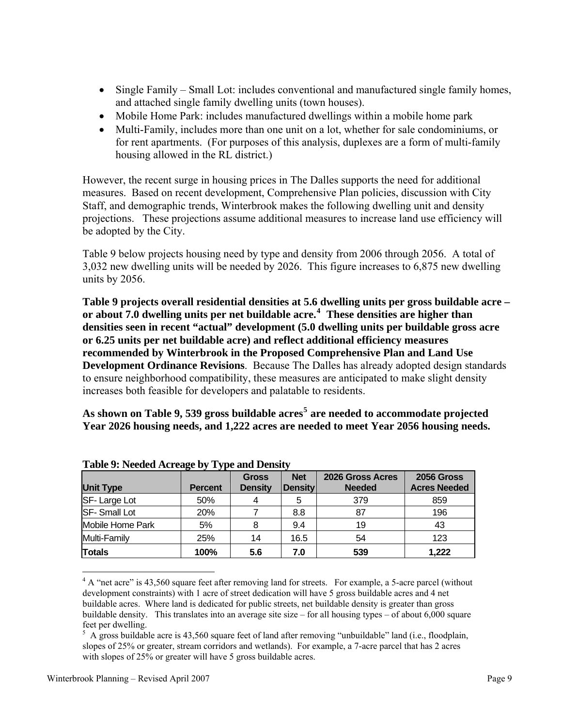- Single Family – Small Lot: includes conventional and manufactured single family homes, and attached single family dwelling units (town houses).
- Mobile Home Park: includes manufactured dwellings within a mobile home park
- Multi-Family, includes more than one unit on a lot, whether for sale condominiums, or for rent apartments. (For purposes of this analysis, duplexes are a form of multi-family housing allowed in the RL district.)

However, the recent surge in housing prices in The Dalles supports the need for additional measures. Based on recent development, Comprehensive Plan policies, discussion with City Staff, and demographic trends, Winterbrook makes the following dwelling unit and density projections. These projections assume additional measures to increase land use efficiency will be adopted by the City.

Table 9 below projects housing need by type and density from 2006 through 2056. A total of 3,032 new dwelling units will be needed by 2026. This figure increases to 6,875 new dwelling units by 2056.

**Table 9 projects overall residential densities at 5.6 dwelling units per gross buildable acre – or about 7.0 dwelling units per net buildable acre.[4] These densities are higher than densities seen in recent "actual" development (5.0 dwelling units per buildable gross acre or 6.25 units per net buildable acre) and reflect additional efficiency measures recommended by Winterbrook in the Proposed Comprehensive Plan and Land Use Development Ordinance Revisions**. Because The Dalles has already adopted design standards to ensure neighborhood compatibility, these measures are anticipated to make slight density increases both feasible for developers and palatable to residents.

**As shown on Table 9, 539 gross buildable acres[5] are needed to accommodate projected Year 2026 housing needs, and 1,222 acres are needed to meet Year 2056 housing needs.**

**Table 9: Needed Acreage by Type and Density**

| Unit Type | Percent | Gross Density | Net Density | 2026 Gross Acres Needed | 2056 Gross Acres Needed |
|---|---|---|---|---|---|
| SF- Large Lot | 50% | 4 | 5 | 379 | 859 |
| SF- Small Lot | 20% | 7 | 8.8 | 87 | 196 |
| Mobile Home Park | 5% | 8 | 9.4 | 19 | 43 |
| Multi-Family | 25% | 14 | 16.5 | 54 | 123 |
| **Totals** | **100%** | **5.6** | **7.0** | **539** | **1,222** |

[4] A "net acre" is 43,560 square feet after removing land for streets. For example, a 5-acre parcel (without development constraints) with 1 acre of street dedication will have 5 gross buildable acres and 4 net buildable acres. Where land is dedicated for public streets, net buildable density is greater than gross buildable density. This translates into an average site size – for all housing types – of about 6,000 square feet per dwelling.

[5] A gross buildable acre is 43,560 square feet of land after removing "unbuildable" land (i.e., floodplain, slopes of 25% or greater, stream corridors and wetlands). For example, a 7-acre parcel that has 2 acres with slopes of 25% or greater will have 5 gross buildable acres.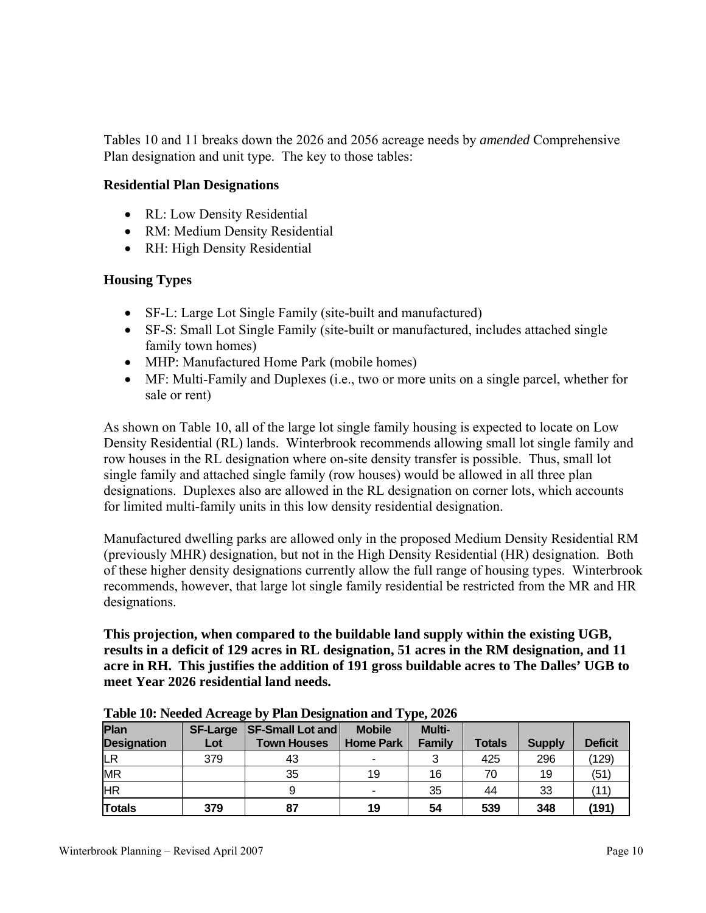Tables 10 and 11 breaks down the 2026 and 2056 acreage needs by *amended* Comprehensive Plan designation and unit type. The key to those tables:

**Residential Plan Designations**

- RL: Low Density Residential
- RM: Medium Density Residential
- RH: High Density Residential

**Housing Types**

- SF-L: Large Lot Single Family (site-built and manufactured)
- SF-S: Small Lot Single Family (site-built or manufactured, includes attached single family town homes)
- MHP: Manufactured Home Park (mobile homes)
- MF: Multi-Family and Duplexes (i.e., two or more units on a single parcel, whether for sale or rent)

As shown on Table 10, all of the large lot single family housing is expected to locate on Low Density Residential (RL) lands. Winterbrook recommends allowing small lot single family and row houses in the RL designation where on-site density transfer is possible. Thus, small lot single family and attached single family (row houses) would be allowed in all three plan designations. Duplexes also are allowed in the RL designation on corner lots, which accounts for limited multi-family units in this low density residential designation.

Manufactured dwelling parks are allowed only in the proposed Medium Density Residential RM (previously MHR) designation, but not in the High Density Residential (HR) designation. Both of these higher density designations currently allow the full range of housing types. Winterbrook recommends, however, that large lot single family residential be restricted from the MR and HR designations.

**This projection, when compared to the buildable land supply within the existing UGB, results in a deficit of 129 acres in RL designation, 51 acres in the RM designation, and 11 acre in RH. This justifies the addition of 191 gross buildable acres to The Dalles' UGB to meet Year 2026 residential land needs.**

**Table 10: Needed Acreage by Plan Designation and Type, 2026**

| Plan Designation | SF-Large Lot | SF-Small Lot and Town Houses | Mobile Home Park | Multi-Family | Totals | Supply | Deficit |
|---|---|---|---|---|---|---|---|
| LR | 379 | 43 | - | 3 | 425 | 296 | (129) |
| MR | | 35 | 19 | 16 | 70 | 19 | (51) |
| HR | | 9 | - | 35 | 44 | 33 | (11) |
| **Totals** | **379** | **87** | **19** | **54** | **539** | **348** | **(191)** |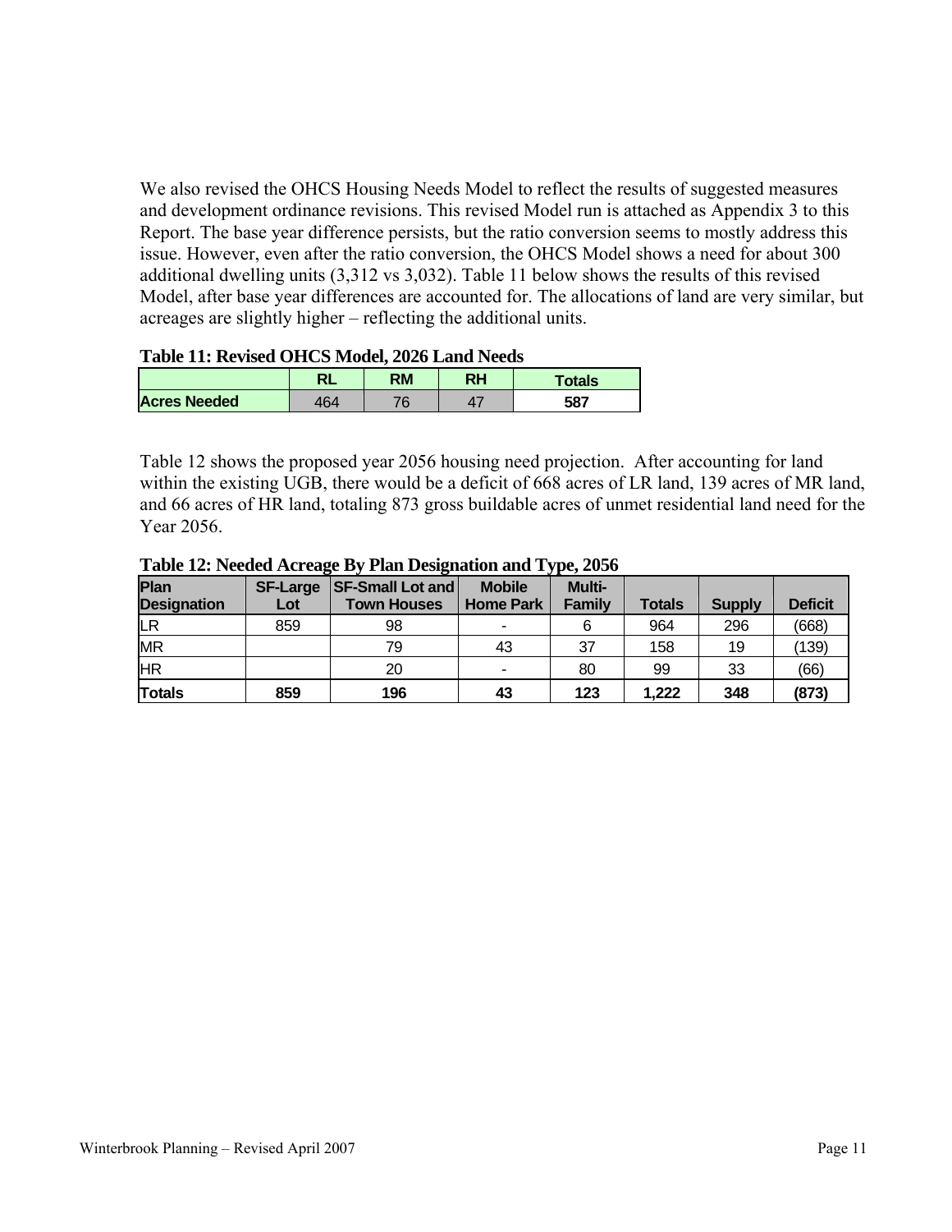We also revised the OHCS Housing Needs Model to reflect the results of suggested measures and development ordinance revisions. This revised Model run is attached as Appendix 3 to this Report. The base year difference persists, but the ratio conversion seems to mostly address this issue. However, even after the ratio conversion, the OHCS Model shows a need for about 300 additional dwelling units (3,312 vs 3,032). Table 11 below shows the results of this revised Model, after base year differences are accounted for. The allocations of land are very similar, but acreages are slightly higher – reflecting the additional units.

**Table 11: Revised OHCS Model, 2026 Land Needs**

| | RL | RM | RH | Totals |
|---|---|---|---|---|
| **Acres Needed** | 464 | 76 | 47 | **587** |

Table 12 shows the proposed year 2056 housing need projection. After accounting for land within the existing UGB, there would be a deficit of 668 acres of LR land, 139 acres of MR land, and 66 acres of HR land, totaling 873 gross buildable acres of unmet residential land need for the Year 2056.

**Table 12: Needed Acreage By Plan Designation and Type, 2056**

| Plan Designation | SF-Large Lot | SF-Small Lot and Town Houses | Mobile Home Park | Multi-Family | Totals | Supply | Deficit |
|---|---|---|---|---|---|---|---|
| LR | 859 | 98 | - | 6 | 964 | 296 | (668) |
| MR | | 79 | 43 | 37 | 158 | 19 | (139) |
| HR | | 20 | - | 80 | 99 | 33 | (66) |
| **Totals** | **859** | **196** | **43** | **123** | **1,222** | **348** | **(873)** |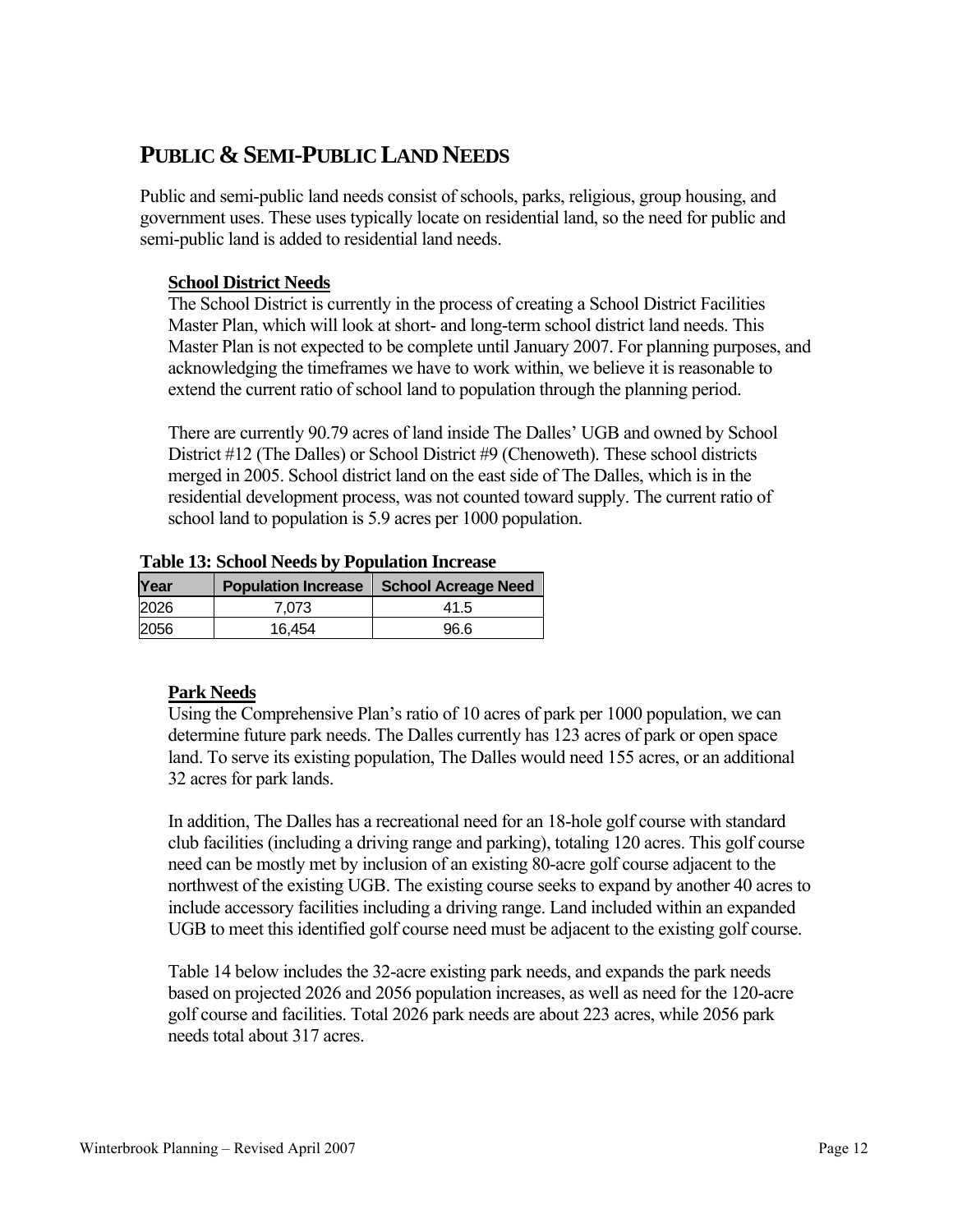## PUBLIC & SEMI-PUBLIC LAND NEEDS

Public and semi-public land needs consist of schools, parks, religious, group housing, and government uses. These uses typically locate on residential land, so the need for public and semi-public land is added to residential land needs.

### School District Needs

The School District is currently in the process of creating a School District Facilities Master Plan, which will look at short- and long-term school district land needs. This Master Plan is not expected to be complete until January 2007. For planning purposes, and acknowledging the timeframes we have to work within, we believe it is reasonable to extend the current ratio of school land to population through the planning period.

There are currently 90.79 acres of land inside The Dalles' UGB and owned by School District #12 (The Dalles) or School District #9 (Chenoweth). These school districts merged in 2005. School district land on the east side of The Dalles, which is in the residential development process, was not counted toward supply. The current ratio of school land to population is 5.9 acres per 1000 population.

**Table 13: School Needs by Population Increase**

| Year | Population Increase | School Acreage Need |
|---|---|---|
| 2026 | 7,073 | 41.5 |
| 2056 | 16,454 | 96.6 |

### Park Needs

Using the Comprehensive Plan's ratio of 10 acres of park per 1000 population, we can determine future park needs. The Dalles currently has 123 acres of park or open space land. To serve its existing population, The Dalles would need 155 acres, or an additional 32 acres for park lands.

In addition, The Dalles has a recreational need for an 18-hole golf course with standard club facilities (including a driving range and parking), totaling 120 acres. This golf course need can be mostly met by inclusion of an existing 80-acre golf course adjacent to the northwest of the existing UGB. The existing course seeks to expand by another 40 acres to include accessory facilities including a driving range. Land included within an expanded UGB to meet this identified golf course need must be adjacent to the existing golf course.

Table 14 below includes the 32-acre existing park needs, and expands the park needs based on projected 2026 and 2056 population increases, as well as need for the 120-acre golf course and facilities. Total 2026 park needs are about 223 acres, while 2056 park needs total about 317 acres.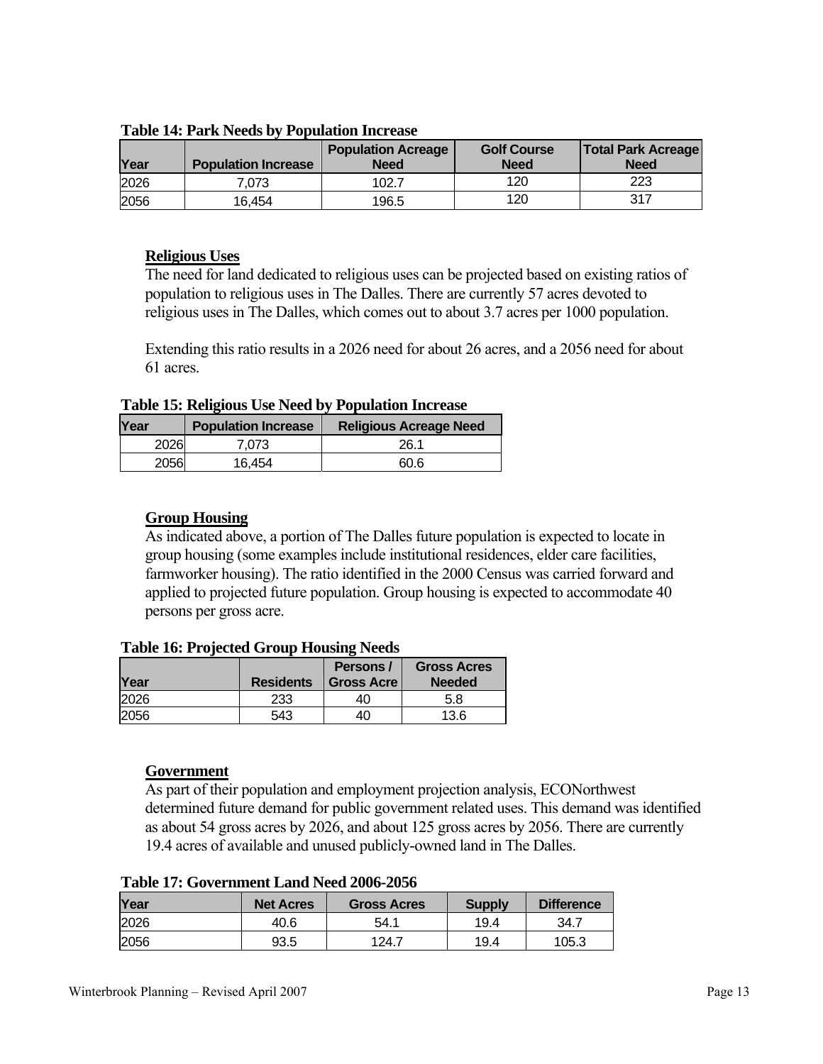**Table 14: Park Needs by Population Increase**

| Year | Population Increase | Population Acreage Need | Golf Course Need | Total Park Acreage Need |
|---|---|---|---|---|
| 2026 | 7,073 | 102.7 | 120 | 223 |
| 2056 | 16,454 | 196.5 | 120 | 317 |

**Religious Uses**

The need for land dedicated to religious uses can be projected based on existing ratios of population to religious uses in The Dalles. There are currently 57 acres devoted to religious uses in The Dalles, which comes out to about 3.7 acres per 1000 population.

Extending this ratio results in a 2026 need for about 26 acres, and a 2056 need for about 61 acres.

**Table 15: Religious Use Need by Population Increase**

| Year | Population Increase | Religious Acreage Need |
|---|---|---|
| 2026 | 7,073 | 26.1 |
| 2056 | 16,454 | 60.6 |

**Group Housing**

As indicated above, a portion of The Dalles future population is expected to locate in group housing (some examples include institutional residences, elder care facilities, farmworker housing). The ratio identified in the 2000 Census was carried forward and applied to projected future population. Group housing is expected to accommodate 40 persons per gross acre.

**Table 16: Projected Group Housing Needs**

| Year | Residents | Persons / Gross Acre | Gross Acres Needed |
|---|---|---|---|
| 2026 | 233 | 40 | 5.8 |
| 2056 | 543 | 40 | 13.6 |

**Government**

As part of their population and employment projection analysis, ECONorthwest determined future demand for public government related uses. This demand was identified as about 54 gross acres by 2026, and about 125 gross acres by 2056. There are currently 19.4 acres of available and unused publicly-owned land in The Dalles.

**Table 17: Government Land Need 2006-2056**

| Year | Net Acres | Gross Acres | Supply | Difference |
|---|---|---|---|---|
| 2026 | 40.6 | 54.1 | 19.4 | 34.7 |
| 2056 | 93.5 | 124.7 | 19.4 | 105.3 |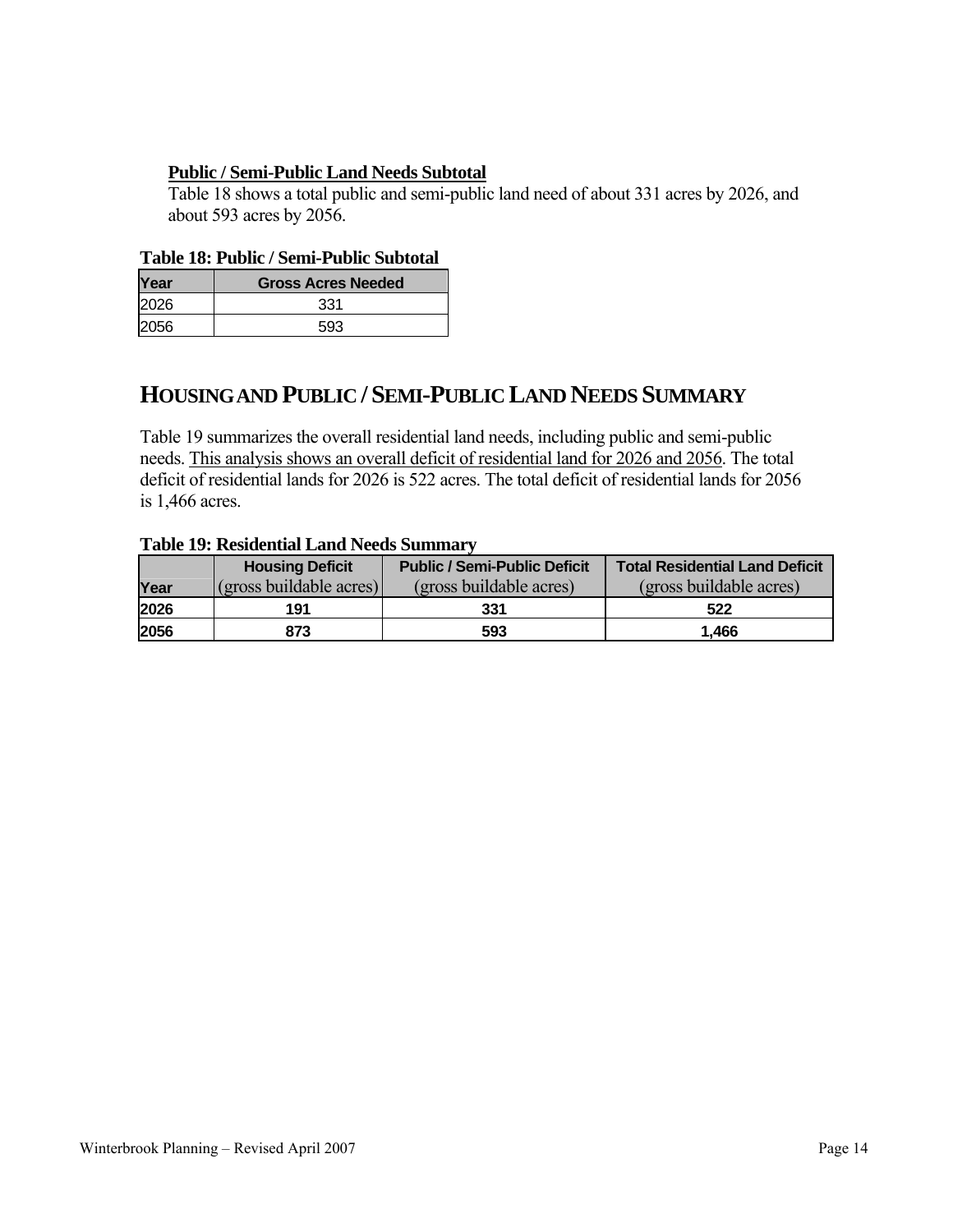**Public / Semi-Public Land Needs Subtotal**

Table 18 shows a total public and semi-public land need of about 331 acres by 2026, and about 593 acres by 2056.

**Table 18: Public / Semi-Public Subtotal**

| Year | Gross Acres Needed |
|---|---|
| 2026 | 331 |
| 2056 | 593 |

## HOUSING AND PUBLIC / SEMI-PUBLIC LAND NEEDS SUMMARY

Table 19 summarizes the overall residential land needs, including public and semi-public needs. This analysis shows an overall deficit of residential land for 2026 and 2056. The total deficit of residential lands for 2026 is 522 acres. The total deficit of residential lands for 2056 is 1,466 acres.

**Table 19: Residential Land Needs Summary**

| Year | Housing Deficit (gross buildable acres) | Public / Semi-Public Deficit (gross buildable acres) | Total Residential Land Deficit (gross buildable acres) |
|---|---|---|---|
| **2026** | **191** | **331** | **522** |
| **2056** | **873** | **593** | **1,466** |